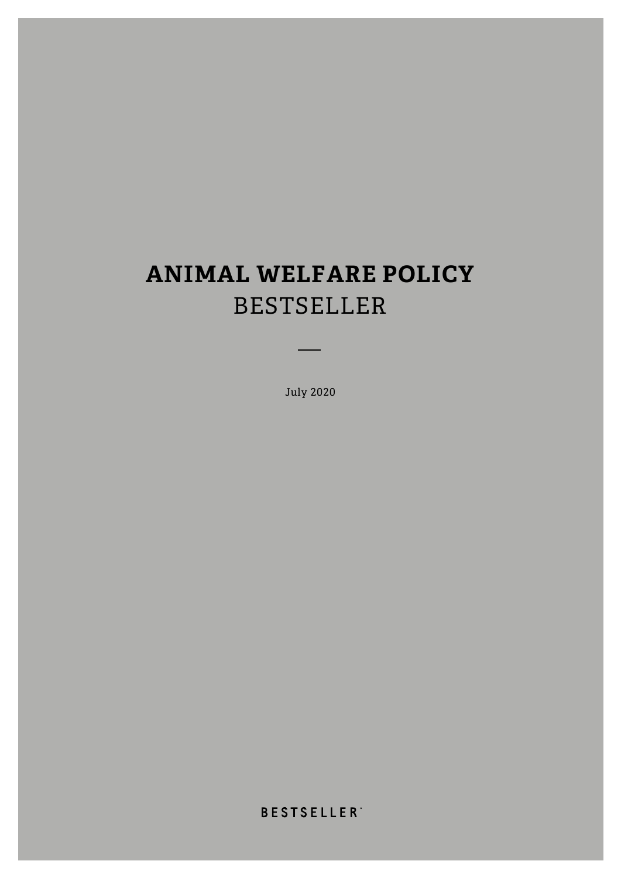# ANIMAL WELFARE POLICY
## BESTSELLER

July 2020

BESTSELLER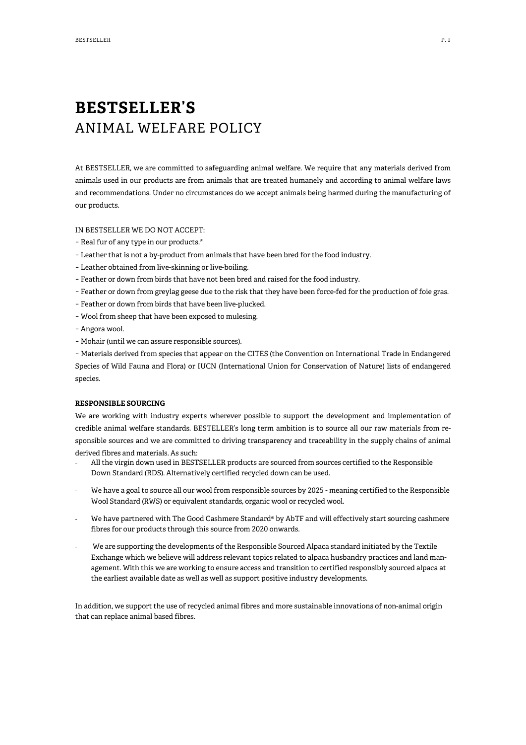# **BESTSELLER'S**
# ANIMAL WELFARE POLICY

At BESTSELLER, we are committed to safeguarding animal welfare. We require that any materials derived from animals used in our products are from animals that are treated humanely and according to animal welfare laws and recommendations. Under no circumstances do we accept animals being harmed during the manufacturing of our products.

IN BESTSELLER WE DO NOT ACCEPT:

- Real fur of any type in our products.*
- Leather that is not a by-product from animals that have been bred for the food industry.
- Leather obtained from live-skinning or live-boiling.
- Feather or down from birds that have not been bred and raised for the food industry.
- Feather or down from greylag geese due to the risk that they have been force-fed for the production of foie gras.
- Feather or down from birds that have been live-plucked.
- Wool from sheep that have been exposed to mulesing.
- Angora wool.
- Mohair (until we can assure responsible sources).
- Materials derived from species that appear on the CITES (the Convention on International Trade in Endangered Species of Wild Fauna and Flora) or IUCN (International Union for Conservation of Nature) lists of endangered species.

**RESPONSIBLE SOURCING**

We are working with industry experts wherever possible to support the development and implementation of credible animal welfare standards. BESTSELLER's long term ambition is to source all our raw materials from responsible sources and we are committed to driving transparency and traceability in the supply chains of animal derived fibres and materials. As such:

- All the virgin down used in BESTSELLER products are sourced from sources certified to the Responsible Down Standard (RDS). Alternatively certified recycled down can be used.
- We have a goal to source all our wool from responsible sources by 2025 - meaning certified to the Responsible Wool Standard (RWS) or equivalent standards, organic wool or recycled wool.
- We have partnered with The Good Cashmere Standard® by AbTF and will effectively start sourcing cashmere fibres for our products through this source from 2020 onwards.
- We are supporting the developments of the Responsible Sourced Alpaca standard initiated by the Textile Exchange which we believe will address relevant topics related to alpaca husbandry practices and land management. With this we are working to ensure access and transition to certified responsibly sourced alpaca at the earliest available date as well as well as support positive industry developments.

In addition, we support the use of recycled animal fibres and more sustainable innovations of non-animal origin that can replace animal based fibres.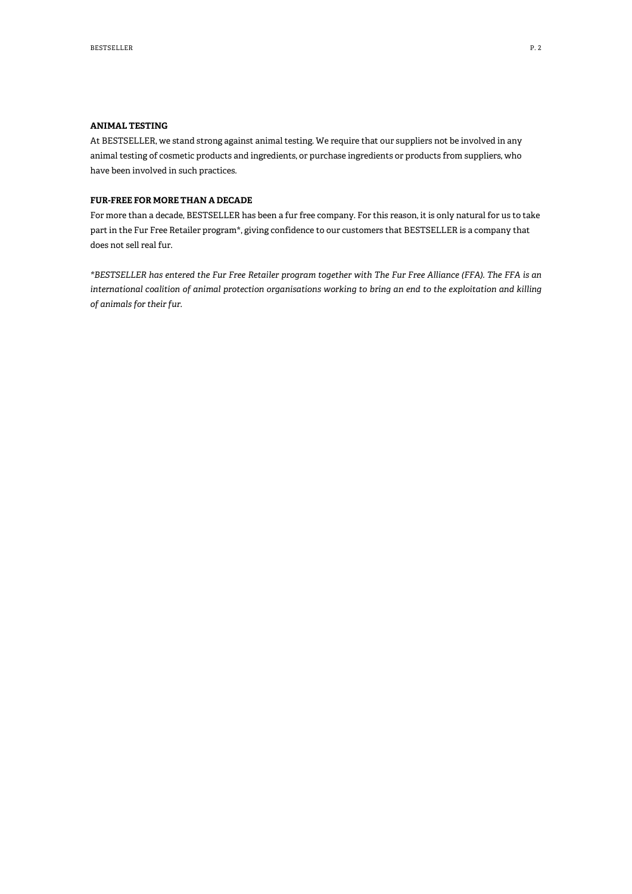## ANIMAL TESTING

At BESTSELLER, we stand strong against animal testing. We require that our suppliers not be involved in any animal testing of cosmetic products and ingredients, or purchase ingredients or products from suppliers, who have been involved in such practices.

## FUR-FREE FOR MORE THAN A DECADE

For more than a decade, BESTSELLER has been a fur free company. For this reason, it is only natural for us to take part in the Fur Free Retailer program*, giving confidence to our customers that BESTSELLER is a company that does not sell real fur.

*\*BESTSELLER has entered the Fur Free Retailer program together with The Fur Free Alliance (FFA). The FFA is an international coalition of animal protection organisations working to bring an end to the exploitation and killing of animals for their fur.*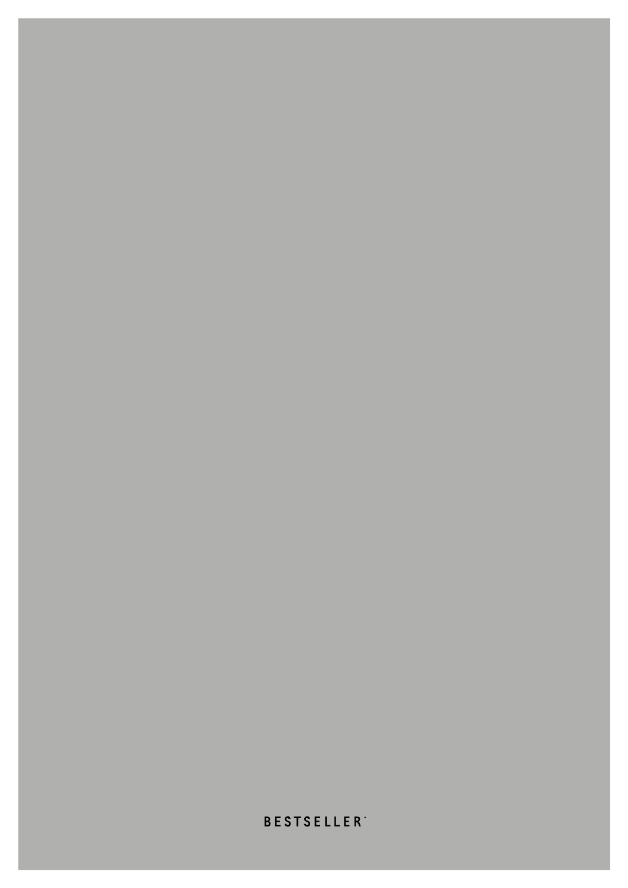BESTSELLER